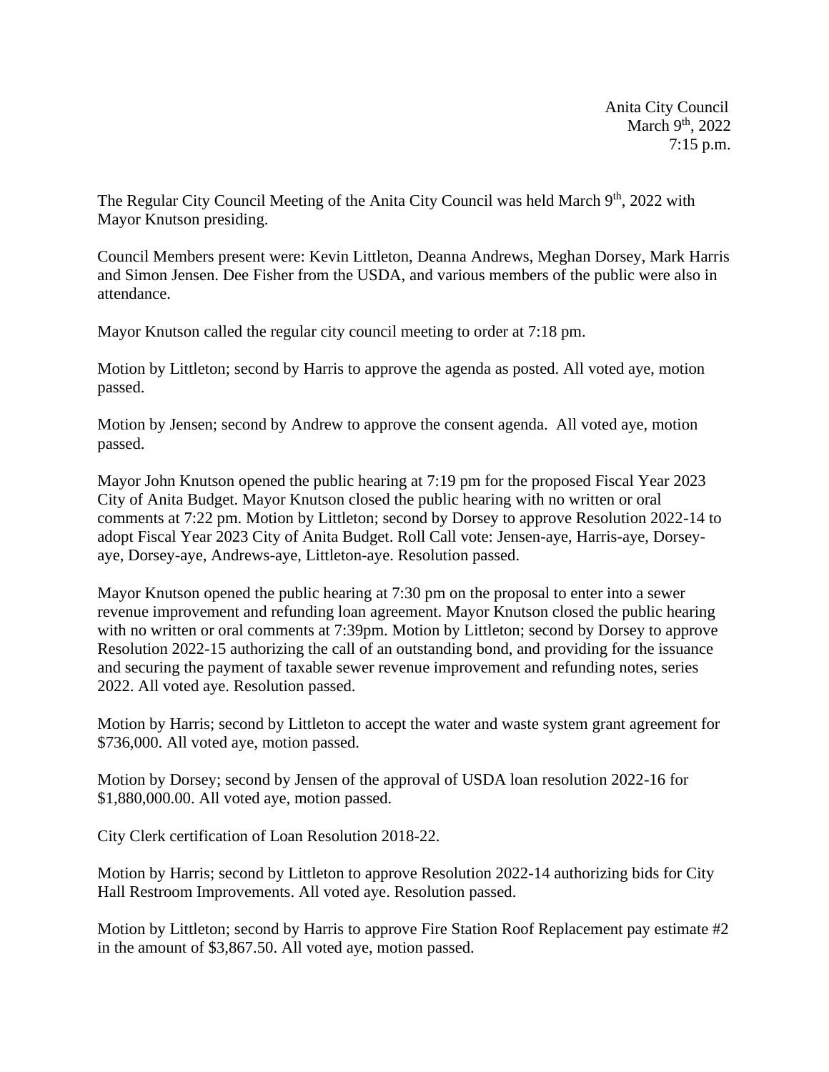Anita City Council
March 9th, 2022
7:15 p.m.

The Regular City Council Meeting of the Anita City Council was held March 9th, 2022 with Mayor Knutson presiding.

Council Members present were: Kevin Littleton, Deanna Andrews, Meghan Dorsey, Mark Harris and Simon Jensen. Dee Fisher from the USDA, and various members of the public were also in attendance.

Mayor Knutson called the regular city council meeting to order at 7:18 pm.

Motion by Littleton; second by Harris to approve the agenda as posted. All voted aye, motion passed.

Motion by Jensen; second by Andrew to approve the consent agenda. All voted aye, motion passed.

Mayor John Knutson opened the public hearing at 7:19 pm for the proposed Fiscal Year 2023 City of Anita Budget. Mayor Knutson closed the public hearing with no written or oral comments at 7:22 pm. Motion by Littleton; second by Dorsey to approve Resolution 2022-14 to adopt Fiscal Year 2023 City of Anita Budget. Roll Call vote: Jensen-aye, Harris-aye, Dorsey-aye, Dorsey-aye, Andrews-aye, Littleton-aye. Resolution passed.

Mayor Knutson opened the public hearing at 7:30 pm on the proposal to enter into a sewer revenue improvement and refunding loan agreement. Mayor Knutson closed the public hearing with no written or oral comments at 7:39pm. Motion by Littleton; second by Dorsey to approve Resolution 2022-15 authorizing the call of an outstanding bond, and providing for the issuance and securing the payment of taxable sewer revenue improvement and refunding notes, series 2022. All voted aye. Resolution passed.

Motion by Harris; second by Littleton to accept the water and waste system grant agreement for $736,000. All voted aye, motion passed.

Motion by Dorsey; second by Jensen of the approval of USDA loan resolution 2022-16 for $1,880,000.00. All voted aye, motion passed.

City Clerk certification of Loan Resolution 2018-22.

Motion by Harris; second by Littleton to approve Resolution 2022-14 authorizing bids for City Hall Restroom Improvements. All voted aye. Resolution passed.

Motion by Littleton; second by Harris to approve Fire Station Roof Replacement pay estimate #2 in the amount of $3,867.50. All voted aye, motion passed.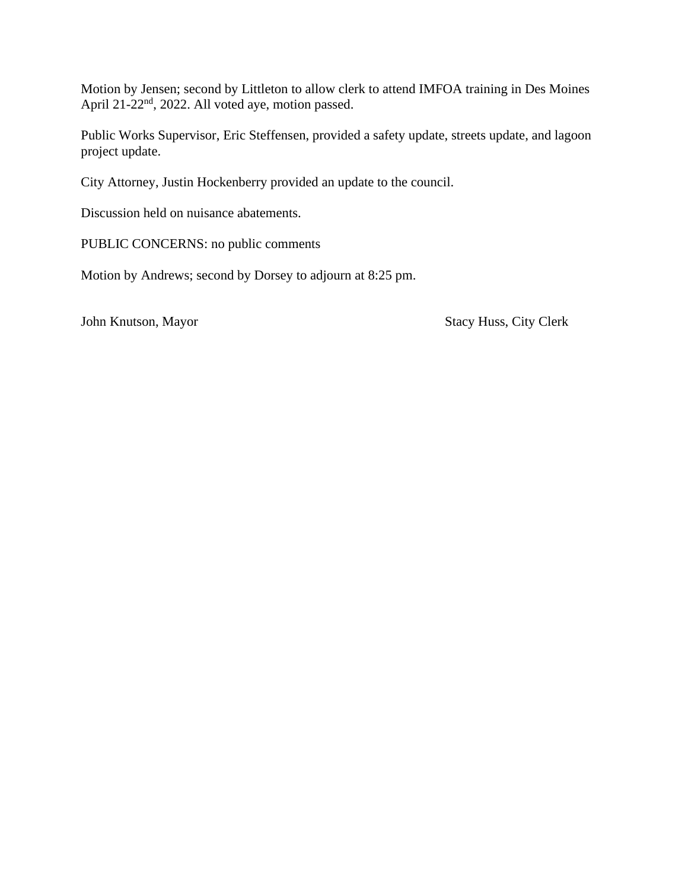Motion by Jensen; second by Littleton to allow clerk to attend IMFOA training in Des Moines April 21-22nd, 2022. All voted aye, motion passed.

Public Works Supervisor, Eric Steffensen, provided a safety update, streets update, and lagoon project update.

City Attorney, Justin Hockenberry provided an update to the council.

Discussion held on nuisance abatements.

PUBLIC CONCERNS: no public comments

Motion by Andrews; second by Dorsey to adjourn at 8:25 pm.

John Knutson, Mayor                                                    Stacy Huss, City Clerk